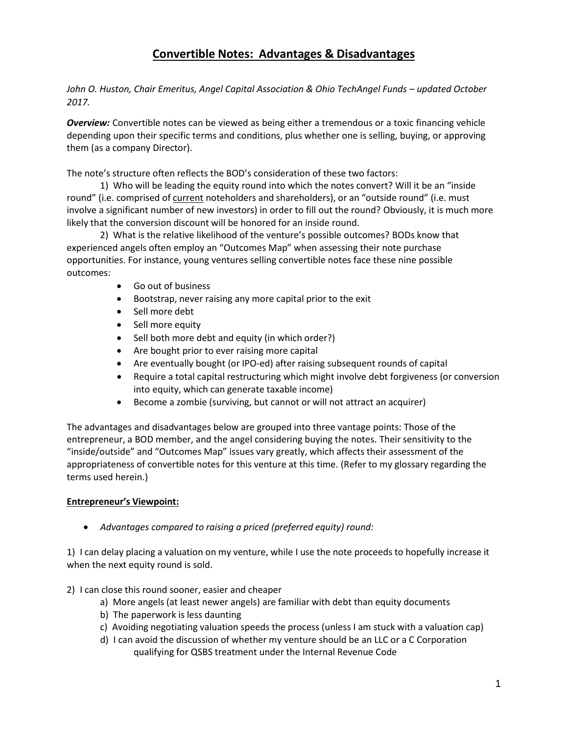# Convertible Notes: Advantages & Disadvantages

*John O. Huston, Chair Emeritus, Angel Capital Association & Ohio TechAngel Funds – updated October 2017.*

***Overview:*** Convertible notes can be viewed as being either a tremendous or a toxic financing vehicle depending upon their specific terms and conditions, plus whether one is selling, buying, or approving them (as a company Director).

The note's structure often reflects the BOD's consideration of these two factors:

1) Who will be leading the equity round into which the notes convert? Will it be an "inside round" (i.e. comprised of <u>current</u> noteholders and shareholders), or an "outside round" (i.e. must involve a significant number of new investors) in order to fill out the round? Obviously, it is much more likely that the conversion discount will be honored for an inside round.

2) What is the relative likelihood of the venture's possible outcomes? BODs know that experienced angels often employ an "Outcomes Map" when assessing their note purchase opportunities. For instance, young ventures selling convertible notes face these nine possible outcomes:

- Go out of business
- Bootstrap, never raising any more capital prior to the exit
- Sell more debt
- Sell more equity
- Sell both more debt and equity (in which order?)
- Are bought prior to ever raising more capital
- Are eventually bought (or IPO-ed) after raising subsequent rounds of capital
- Require a total capital restructuring which might involve debt forgiveness (or conversion into equity, which can generate taxable income)
- Become a zombie (surviving, but cannot or will not attract an acquirer)

The advantages and disadvantages below are grouped into three vantage points: Those of the entrepreneur, a BOD member, and the angel considering buying the notes. Their sensitivity to the "inside/outside" and "Outcomes Map" issues vary greatly, which affects their assessment of the appropriateness of convertible notes for this venture at this time. (Refer to my glossary regarding the terms used herein.)

## Entrepreneur's Viewpoint:

- *Advantages compared to raising a priced (preferred equity) round:*

1) I can delay placing a valuation on my venture, while I use the note proceeds to hopefully increase it when the next equity round is sold.

2) I can close this round sooner, easier and cheaper

   a) More angels (at least newer angels) are familiar with debt than equity documents

   b) The paperwork is less daunting

   c) Avoiding negotiating valuation speeds the process (unless I am stuck with a valuation cap)

   d) I can avoid the discussion of whether my venture should be an LLC or a C Corporation qualifying for QSBS treatment under the Internal Revenue Code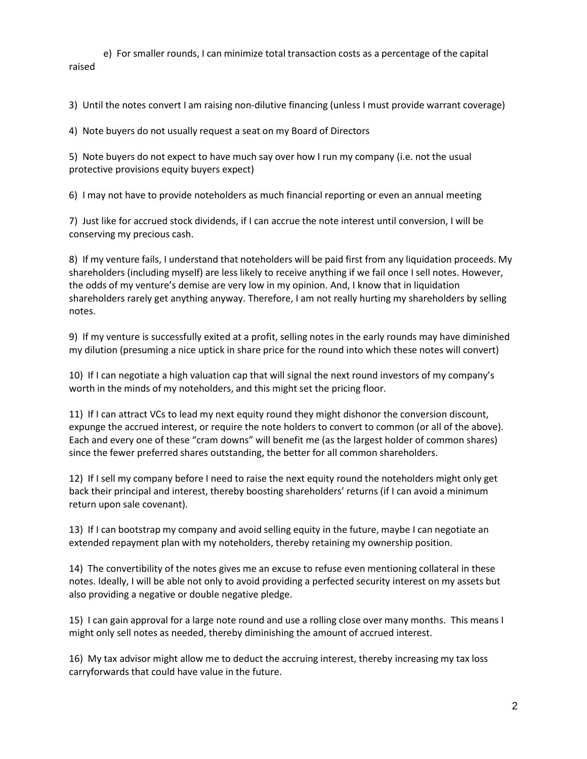e) For smaller rounds, I can minimize total transaction costs as a percentage of the capital raised

3) Until the notes convert I am raising non-dilutive financing (unless I must provide warrant coverage)

4) Note buyers do not usually request a seat on my Board of Directors

5) Note buyers do not expect to have much say over how I run my company (i.e. not the usual protective provisions equity buyers expect)

6) I may not have to provide noteholders as much financial reporting or even an annual meeting

7) Just like for accrued stock dividends, if I can accrue the note interest until conversion, I will be conserving my precious cash.

8) If my venture fails, I understand that noteholders will be paid first from any liquidation proceeds. My shareholders (including myself) are less likely to receive anything if we fail once I sell notes. However, the odds of my venture's demise are very low in my opinion. And, I know that in liquidation shareholders rarely get anything anyway. Therefore, I am not really hurting my shareholders by selling notes.

9) If my venture is successfully exited at a profit, selling notes in the early rounds may have diminished my dilution (presuming a nice uptick in share price for the round into which these notes will convert)

10) If I can negotiate a high valuation cap that will signal the next round investors of my company's worth in the minds of my noteholders, and this might set the pricing floor.

11) If I can attract VCs to lead my next equity round they might dishonor the conversion discount, expunge the accrued interest, or require the note holders to convert to common (or all of the above). Each and every one of these "cram downs" will benefit me (as the largest holder of common shares) since the fewer preferred shares outstanding, the better for all common shareholders.

12) If I sell my company before I need to raise the next equity round the noteholders might only get back their principal and interest, thereby boosting shareholders' returns (if I can avoid a minimum return upon sale covenant).

13) If I can bootstrap my company and avoid selling equity in the future, maybe I can negotiate an extended repayment plan with my noteholders, thereby retaining my ownership position.

14) The convertibility of the notes gives me an excuse to refuse even mentioning collateral in these notes. Ideally, I will be able not only to avoid providing a perfected security interest on my assets but also providing a negative or double negative pledge.

15) I can gain approval for a large note round and use a rolling close over many months. This means I might only sell notes as needed, thereby diminishing the amount of accrued interest.

16) My tax advisor might allow me to deduct the accruing interest, thereby increasing my tax loss carryforwards that could have value in the future.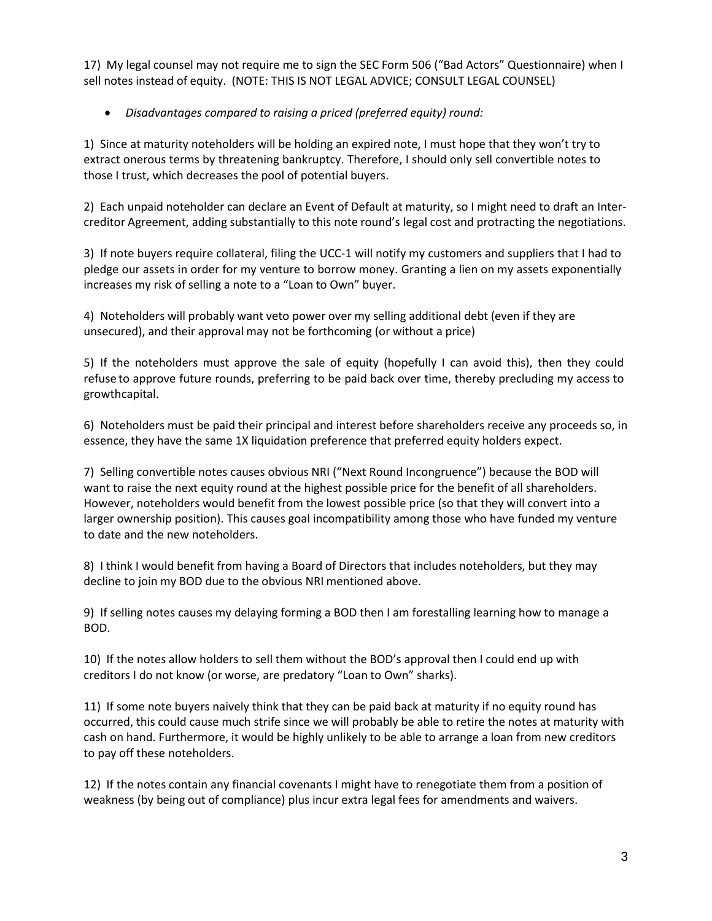17) My legal counsel may not require me to sign the SEC Form 506 ("Bad Actors" Questionnaire) when I sell notes instead of equity. (NOTE: THIS IS NOT LEGAL ADVICE; CONSULT LEGAL COUNSEL)

- *Disadvantages compared to raising a priced (preferred equity) round:*

1) Since at maturity noteholders will be holding an expired note, I must hope that they won't try to extract onerous terms by threatening bankruptcy. Therefore, I should only sell convertible notes to those I trust, which decreases the pool of potential buyers.

2) Each unpaid noteholder can declare an Event of Default at maturity, so I might need to draft an Inter-creditor Agreement, adding substantially to this note round's legal cost and protracting the negotiations.

3) If note buyers require collateral, filing the UCC-1 will notify my customers and suppliers that I had to pledge our assets in order for my venture to borrow money. Granting a lien on my assets exponentially increases my risk of selling a note to a "Loan to Own" buyer.

4) Noteholders will probably want veto power over my selling additional debt (even if they are unsecured), and their approval may not be forthcoming (or without a price)

5) If the noteholders must approve the sale of equity (hopefully I can avoid this), then they could refuse to approve future rounds, preferring to be paid back over time, thereby precluding my access to growthcapital.

6) Noteholders must be paid their principal and interest before shareholders receive any proceeds so, in essence, they have the same 1X liquidation preference that preferred equity holders expect.

7) Selling convertible notes causes obvious NRI ("Next Round Incongruence") because the BOD will want to raise the next equity round at the highest possible price for the benefit of all shareholders. However, noteholders would benefit from the lowest possible price (so that they will convert into a larger ownership position). This causes goal incompatibility among those who have funded my venture to date and the new noteholders.

8) I think I would benefit from having a Board of Directors that includes noteholders, but they may decline to join my BOD due to the obvious NRI mentioned above.

9) If selling notes causes my delaying forming a BOD then I am forestalling learning how to manage a BOD.

10) If the notes allow holders to sell them without the BOD's approval then I could end up with creditors I do not know (or worse, are predatory "Loan to Own" sharks).

11) If some note buyers naively think that they can be paid back at maturity if no equity round has occurred, this could cause much strife since we will probably be able to retire the notes at maturity with cash on hand. Furthermore, it would be highly unlikely to be able to arrange a loan from new creditors to pay off these noteholders.

12) If the notes contain any financial covenants I might have to renegotiate them from a position of weakness (by being out of compliance) plus incur extra legal fees for amendments and waivers.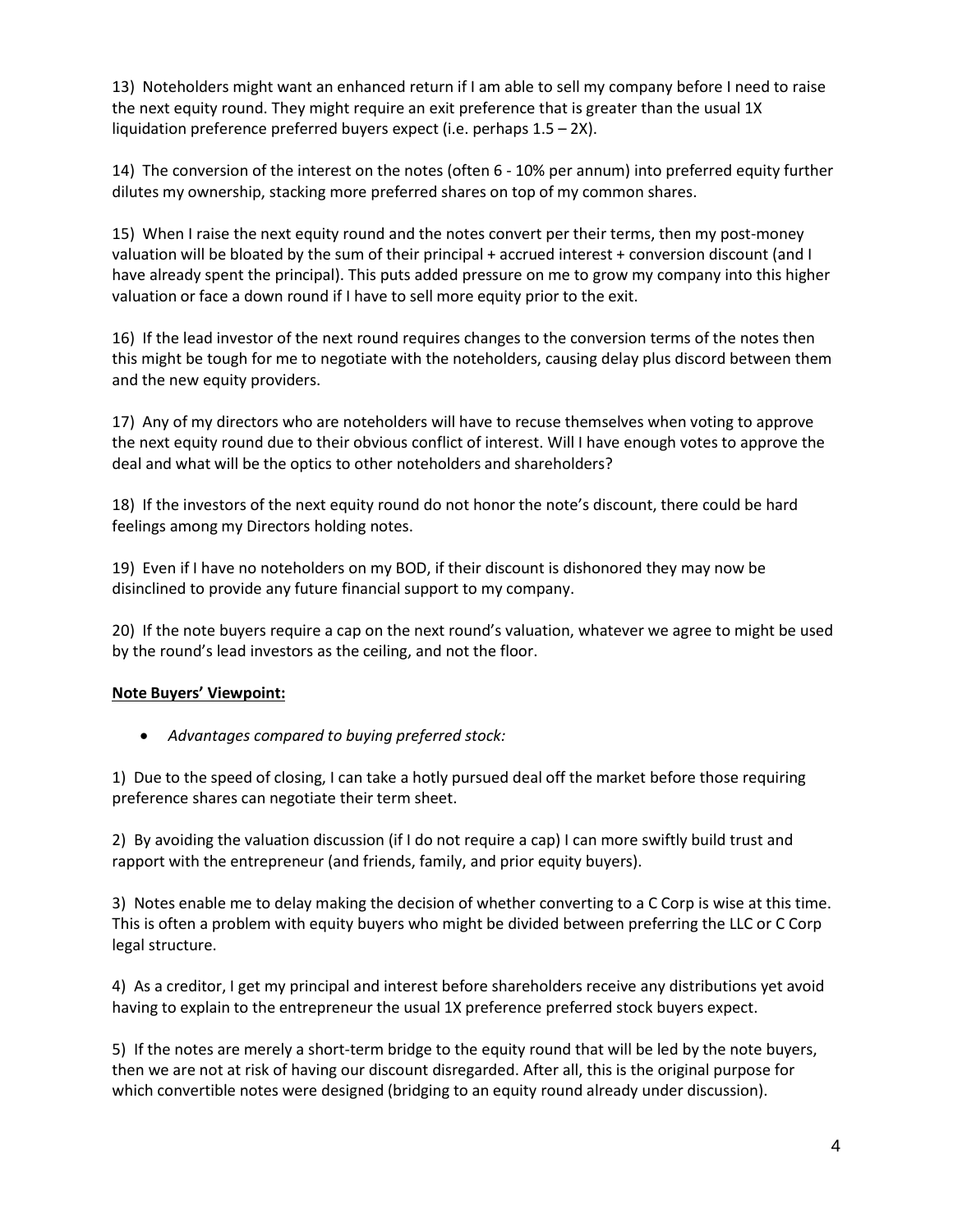13) Noteholders might want an enhanced return if I am able to sell my company before I need to raise the next equity round. They might require an exit preference that is greater than the usual 1X liquidation preference preferred buyers expect (i.e. perhaps 1.5 – 2X).

14) The conversion of the interest on the notes (often 6 - 10% per annum) into preferred equity further dilutes my ownership, stacking more preferred shares on top of my common shares.

15) When I raise the next equity round and the notes convert per their terms, then my post-money valuation will be bloated by the sum of their principal + accrued interest + conversion discount (and I have already spent the principal). This puts added pressure on me to grow my company into this higher valuation or face a down round if I have to sell more equity prior to the exit.

16) If the lead investor of the next round requires changes to the conversion terms of the notes then this might be tough for me to negotiate with the noteholders, causing delay plus discord between them and the new equity providers.

17) Any of my directors who are noteholders will have to recuse themselves when voting to approve the next equity round due to their obvious conflict of interest. Will I have enough votes to approve the deal and what will be the optics to other noteholders and shareholders?

18) If the investors of the next equity round do not honor the note's discount, there could be hard feelings among my Directors holding notes.

19) Even if I have no noteholders on my BOD, if their discount is dishonored they may now be disinclined to provide any future financial support to my company.

20) If the note buyers require a cap on the next round's valuation, whatever we agree to might be used by the round's lead investors as the ceiling, and not the floor.

**<u>Note Buyers' Viewpoint:</u>**

- *Advantages compared to buying preferred stock:*

1) Due to the speed of closing, I can take a hotly pursued deal off the market before those requiring preference shares can negotiate their term sheet.

2) By avoiding the valuation discussion (if I do not require a cap) I can more swiftly build trust and rapport with the entrepreneur (and friends, family, and prior equity buyers).

3) Notes enable me to delay making the decision of whether converting to a C Corp is wise at this time. This is often a problem with equity buyers who might be divided between preferring the LLC or C Corp legal structure.

4) As a creditor, I get my principal and interest before shareholders receive any distributions yet avoid having to explain to the entrepreneur the usual 1X preference preferred stock buyers expect.

5) If the notes are merely a short-term bridge to the equity round that will be led by the note buyers, then we are not at risk of having our discount disregarded. After all, this is the original purpose for which convertible notes were designed (bridging to an equity round already under discussion).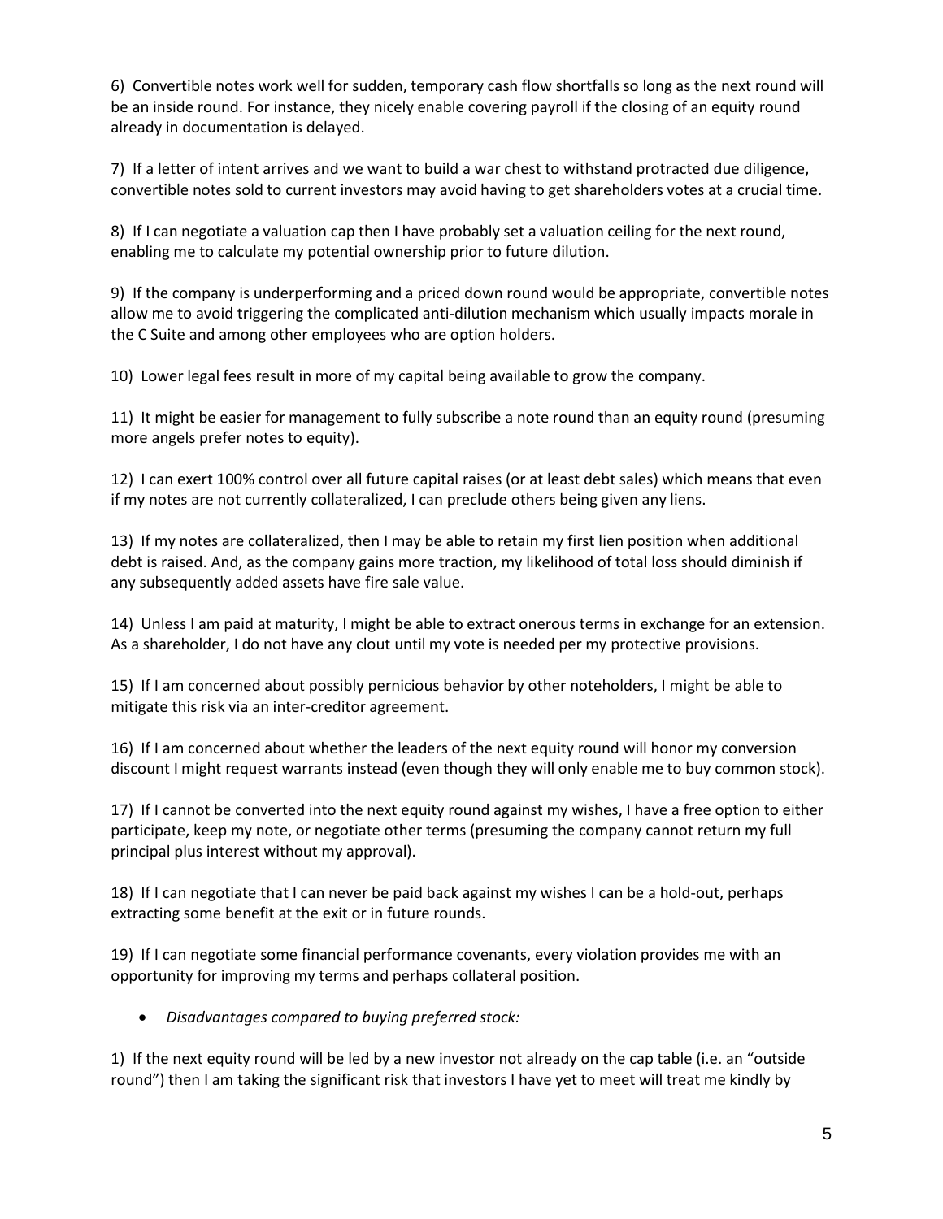6) Convertible notes work well for sudden, temporary cash flow shortfalls so long as the next round will be an inside round. For instance, they nicely enable covering payroll if the closing of an equity round already in documentation is delayed.

7) If a letter of intent arrives and we want to build a war chest to withstand protracted due diligence, convertible notes sold to current investors may avoid having to get shareholders votes at a crucial time.

8) If I can negotiate a valuation cap then I have probably set a valuation ceiling for the next round, enabling me to calculate my potential ownership prior to future dilution.

9) If the company is underperforming and a priced down round would be appropriate, convertible notes allow me to avoid triggering the complicated anti-dilution mechanism which usually impacts morale in the C Suite and among other employees who are option holders.

10) Lower legal fees result in more of my capital being available to grow the company.

11) It might be easier for management to fully subscribe a note round than an equity round (presuming more angels prefer notes to equity).

12) I can exert 100% control over all future capital raises (or at least debt sales) which means that even if my notes are not currently collateralized, I can preclude others being given any liens.

13) If my notes are collateralized, then I may be able to retain my first lien position when additional debt is raised. And, as the company gains more traction, my likelihood of total loss should diminish if any subsequently added assets have fire sale value.

14) Unless I am paid at maturity, I might be able to extract onerous terms in exchange for an extension. As a shareholder, I do not have any clout until my vote is needed per my protective provisions.

15) If I am concerned about possibly pernicious behavior by other noteholders, I might be able to mitigate this risk via an inter-creditor agreement.

16) If I am concerned about whether the leaders of the next equity round will honor my conversion discount I might request warrants instead (even though they will only enable me to buy common stock).

17) If I cannot be converted into the next equity round against my wishes, I have a free option to either participate, keep my note, or negotiate other terms (presuming the company cannot return my full principal plus interest without my approval).

18) If I can negotiate that I can never be paid back against my wishes I can be a hold-out, perhaps extracting some benefit at the exit or in future rounds.

19) If I can negotiate some financial performance covenants, every violation provides me with an opportunity for improving my terms and perhaps collateral position.

- *Disadvantages compared to buying preferred stock:*

1) If the next equity round will be led by a new investor not already on the cap table (i.e. an "outside round") then I am taking the significant risk that investors I have yet to meet will treat me kindly by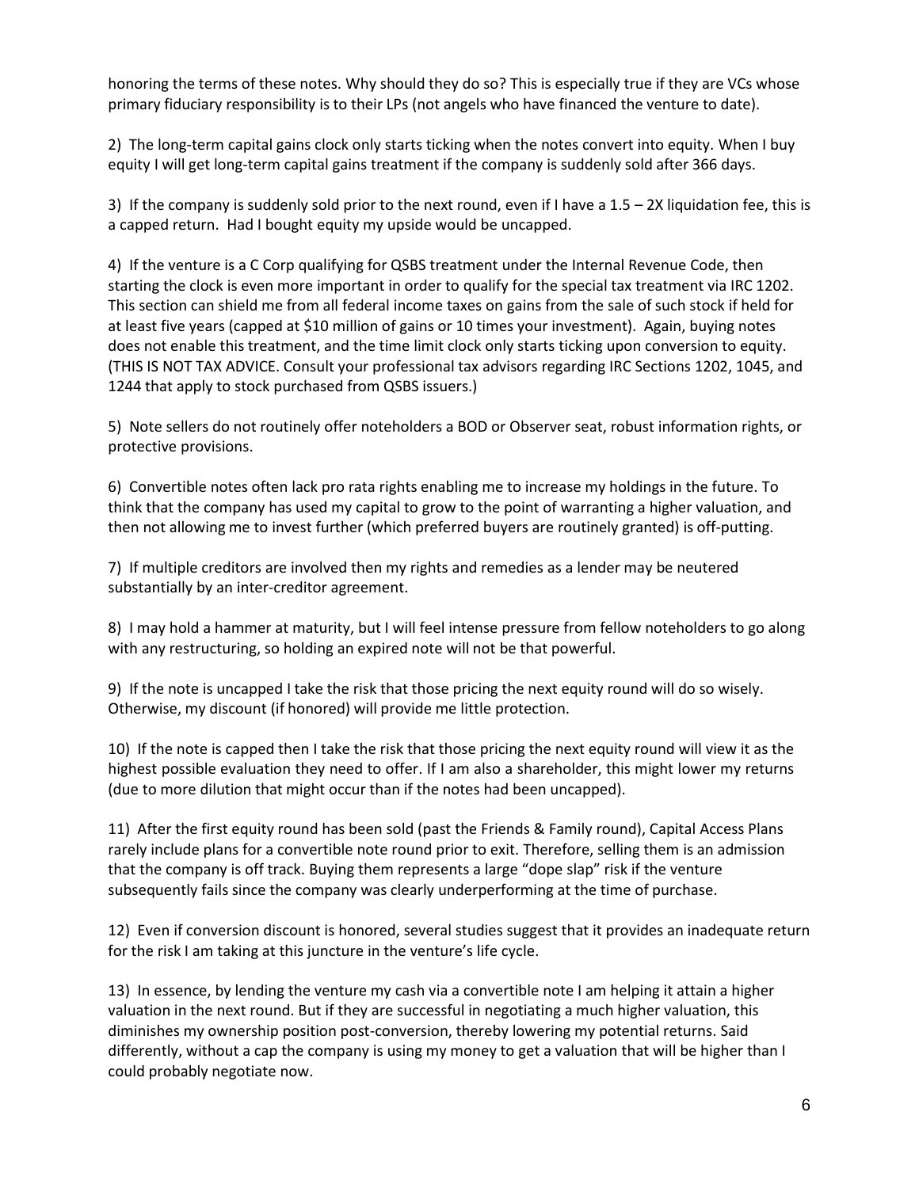honoring the terms of these notes. Why should they do so? This is especially true if they are VCs whose primary fiduciary responsibility is to their LPs (not angels who have financed the venture to date).

2) The long-term capital gains clock only starts ticking when the notes convert into equity. When I buy equity I will get long-term capital gains treatment if the company is suddenly sold after 366 days.

3) If the company is suddenly sold prior to the next round, even if I have a 1.5 – 2X liquidation fee, this is a capped return. Had I bought equity my upside would be uncapped.

4) If the venture is a C Corp qualifying for QSBS treatment under the Internal Revenue Code, then starting the clock is even more important in order to qualify for the special tax treatment via IRC 1202. This section can shield me from all federal income taxes on gains from the sale of such stock if held for at least five years (capped at $10 million of gains or 10 times your investment). Again, buying notes does not enable this treatment, and the time limit clock only starts ticking upon conversion to equity. (THIS IS NOT TAX ADVICE. Consult your professional tax advisors regarding IRC Sections 1202, 1045, and 1244 that apply to stock purchased from QSBS issuers.)

5) Note sellers do not routinely offer noteholders a BOD or Observer seat, robust information rights, or protective provisions.

6) Convertible notes often lack pro rata rights enabling me to increase my holdings in the future. To think that the company has used my capital to grow to the point of warranting a higher valuation, and then not allowing me to invest further (which preferred buyers are routinely granted) is off-putting.

7) If multiple creditors are involved then my rights and remedies as a lender may be neutered substantially by an inter-creditor agreement.

8) I may hold a hammer at maturity, but I will feel intense pressure from fellow noteholders to go along with any restructuring, so holding an expired note will not be that powerful.

9) If the note is uncapped I take the risk that those pricing the next equity round will do so wisely. Otherwise, my discount (if honored) will provide me little protection.

10) If the note is capped then I take the risk that those pricing the next equity round will view it as the highest possible evaluation they need to offer. If I am also a shareholder, this might lower my returns (due to more dilution that might occur than if the notes had been uncapped).

11) After the first equity round has been sold (past the Friends & Family round), Capital Access Plans rarely include plans for a convertible note round prior to exit. Therefore, selling them is an admission that the company is off track. Buying them represents a large "dope slap" risk if the venture subsequently fails since the company was clearly underperforming at the time of purchase.

12) Even if conversion discount is honored, several studies suggest that it provides an inadequate return for the risk I am taking at this juncture in the venture's life cycle.

13) In essence, by lending the venture my cash via a convertible note I am helping it attain a higher valuation in the next round. But if they are successful in negotiating a much higher valuation, this diminishes my ownership position post-conversion, thereby lowering my potential returns. Said differently, without a cap the company is using my money to get a valuation that will be higher than I could probably negotiate now.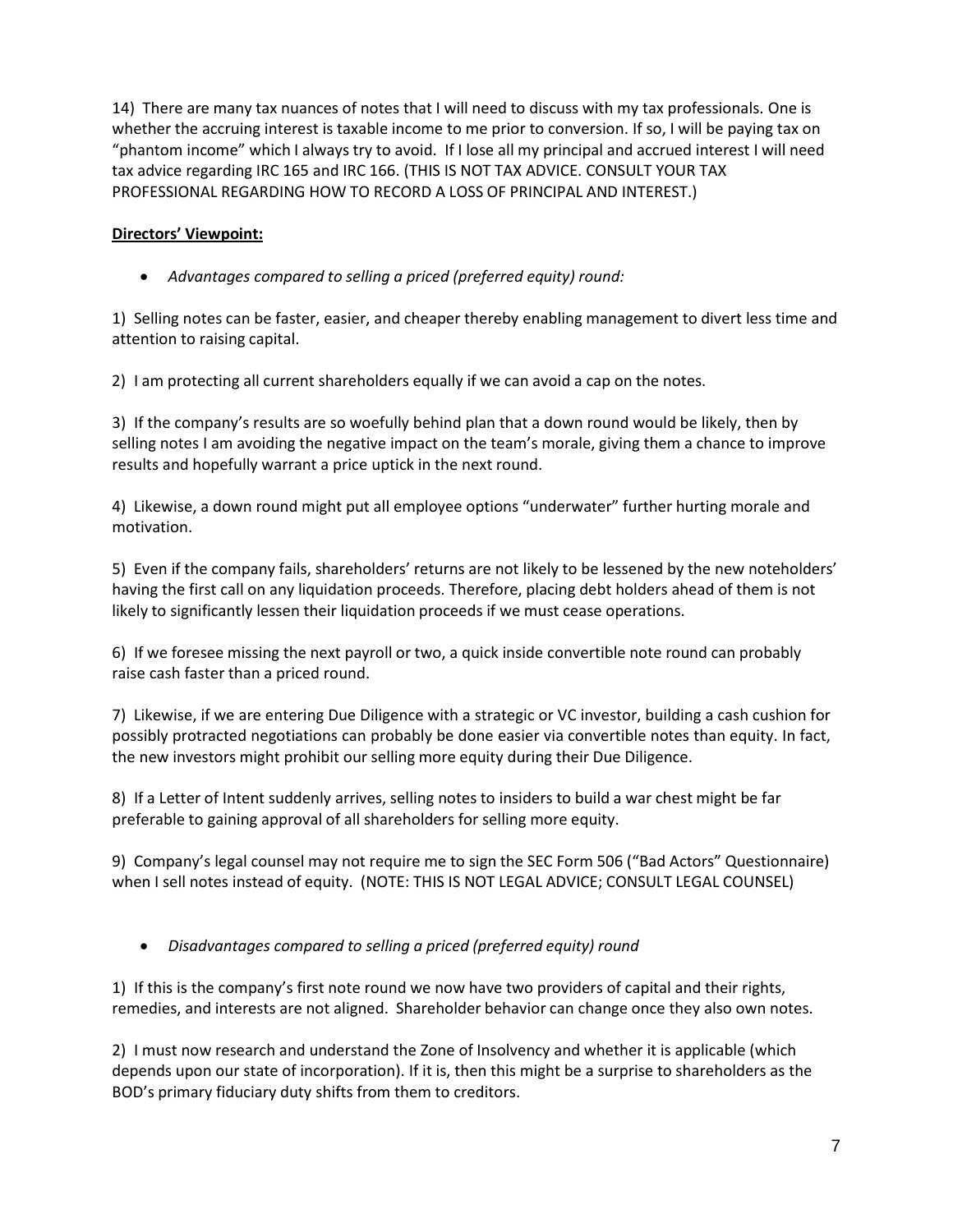14) There are many tax nuances of notes that I will need to discuss with my tax professionals. One is whether the accruing interest is taxable income to me prior to conversion. If so, I will be paying tax on "phantom income" which I always try to avoid. If I lose all my principal and accrued interest I will need tax advice regarding IRC 165 and IRC 166. (THIS IS NOT TAX ADVICE. CONSULT YOUR TAX PROFESSIONAL REGARDING HOW TO RECORD A LOSS OF PRINCIPAL AND INTEREST.)

**Directors' Viewpoint:**

- *Advantages compared to selling a priced (preferred equity) round:*

1) Selling notes can be faster, easier, and cheaper thereby enabling management to divert less time and attention to raising capital.

2) I am protecting all current shareholders equally if we can avoid a cap on the notes.

3) If the company's results are so woefully behind plan that a down round would be likely, then by selling notes I am avoiding the negative impact on the team's morale, giving them a chance to improve results and hopefully warrant a price uptick in the next round.

4) Likewise, a down round might put all employee options "underwater" further hurting morale and motivation.

5) Even if the company fails, shareholders' returns are not likely to be lessened by the new noteholders' having the first call on any liquidation proceeds. Therefore, placing debt holders ahead of them is not likely to significantly lessen their liquidation proceeds if we must cease operations.

6) If we foresee missing the next payroll or two, a quick inside convertible note round can probably raise cash faster than a priced round.

7) Likewise, if we are entering Due Diligence with a strategic or VC investor, building a cash cushion for possibly protracted negotiations can probably be done easier via convertible notes than equity. In fact, the new investors might prohibit our selling more equity during their Due Diligence.

8) If a Letter of Intent suddenly arrives, selling notes to insiders to build a war chest might be far preferable to gaining approval of all shareholders for selling more equity.

9) Company's legal counsel may not require me to sign the SEC Form 506 ("Bad Actors" Questionnaire) when I sell notes instead of equity. (NOTE: THIS IS NOT LEGAL ADVICE; CONSULT LEGAL COUNSEL)

- *Disadvantages compared to selling a priced (preferred equity) round*

1) If this is the company's first note round we now have two providers of capital and their rights, remedies, and interests are not aligned. Shareholder behavior can change once they also own notes.

2) I must now research and understand the Zone of Insolvency and whether it is applicable (which depends upon our state of incorporation). If it is, then this might be a surprise to shareholders as the BOD's primary fiduciary duty shifts from them to creditors.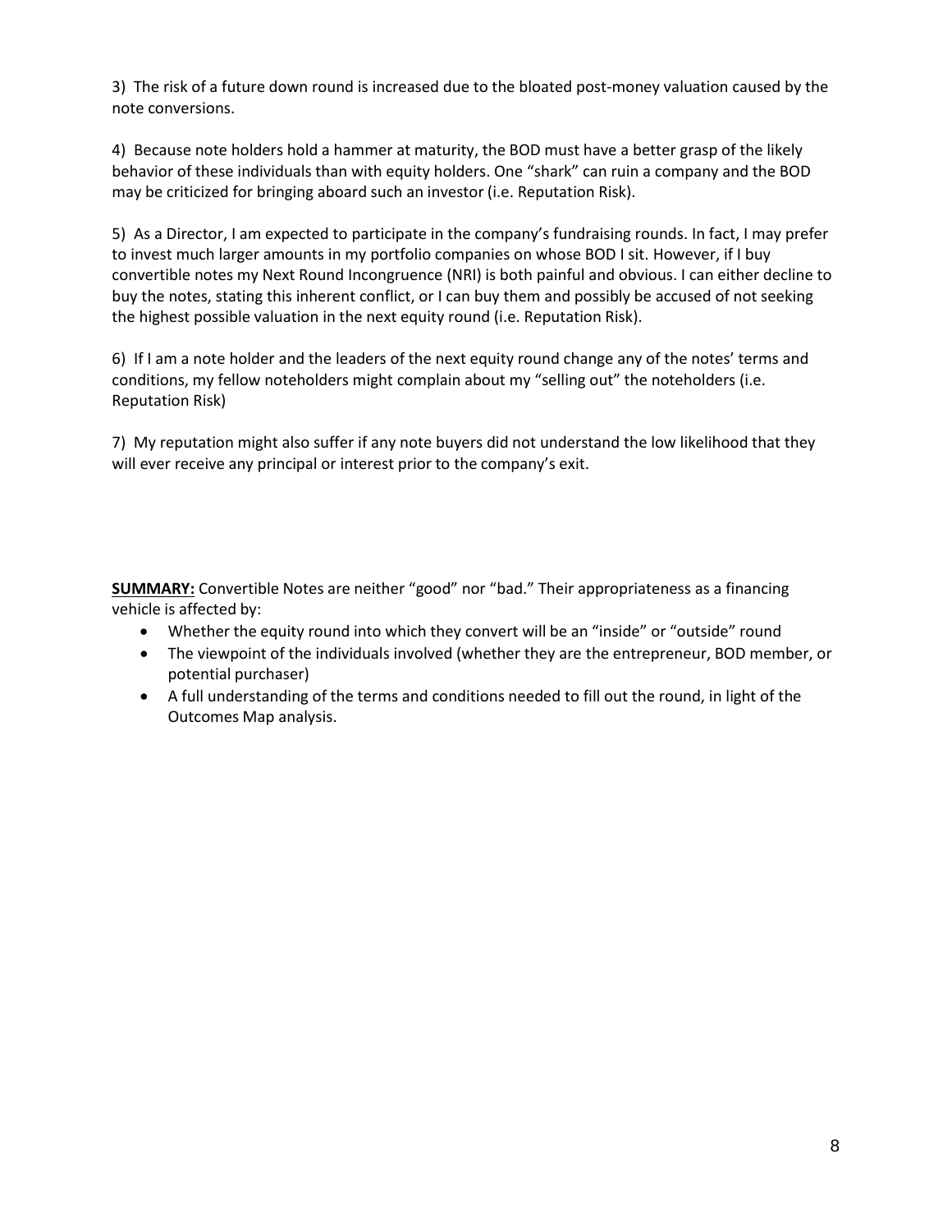3) The risk of a future down round is increased due to the bloated post-money valuation caused by the note conversions.

4) Because note holders hold a hammer at maturity, the BOD must have a better grasp of the likely behavior of these individuals than with equity holders. One "shark" can ruin a company and the BOD may be criticized for bringing aboard such an investor (i.e. Reputation Risk).

5) As a Director, I am expected to participate in the company's fundraising rounds. In fact, I may prefer to invest much larger amounts in my portfolio companies on whose BOD I sit. However, if I buy convertible notes my Next Round Incongruence (NRI) is both painful and obvious. I can either decline to buy the notes, stating this inherent conflict, or I can buy them and possibly be accused of not seeking the highest possible valuation in the next equity round (i.e. Reputation Risk).

6) If I am a note holder and the leaders of the next equity round change any of the notes' terms and conditions, my fellow noteholders might complain about my "selling out" the noteholders (i.e. Reputation Risk)

7) My reputation might also suffer if any note buyers did not understand the low likelihood that they will ever receive any principal or interest prior to the company's exit.

**SUMMARY:** Convertible Notes are neither "good" nor "bad." Their appropriateness as a financing vehicle is affected by:

- Whether the equity round into which they convert will be an "inside" or "outside" round
- The viewpoint of the individuals involved (whether they are the entrepreneur, BOD member, or potential purchaser)
- A full understanding of the terms and conditions needed to fill out the round, in light of the Outcomes Map analysis.